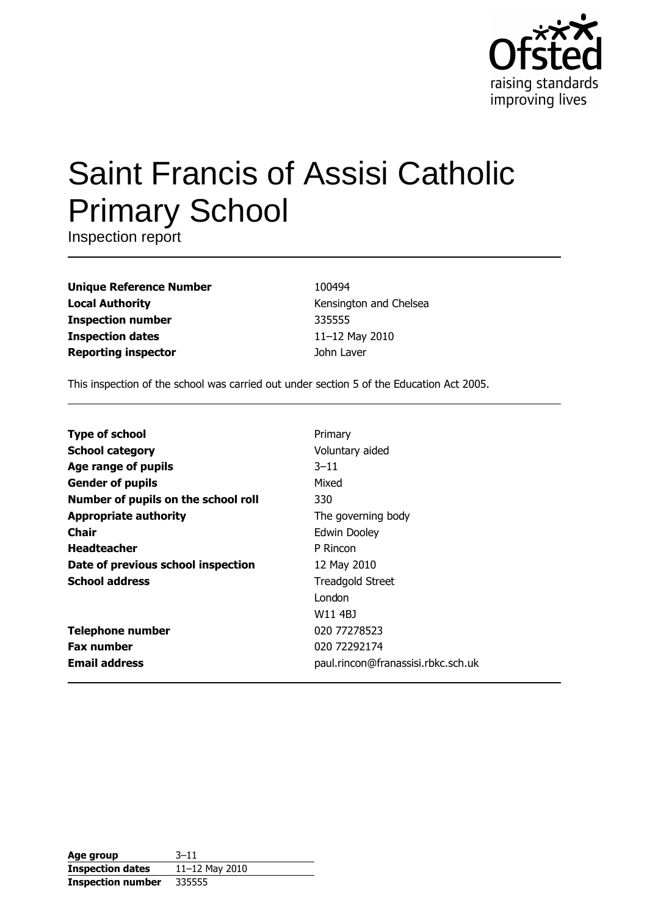# Saint Francis of Assisi Catholic Primary School

Inspection report

| | |
|---|---|
| **Unique Reference Number** | 100494 |
| **Local Authority** | Kensington and Chelsea |
| **Inspection number** | 335555 |
| **Inspection dates** | 11–12 May 2010 |
| **Reporting inspector** | John Laver |

This inspection of the school was carried out under section 5 of the Education Act 2005.

| | |
|---|---|
| **Type of school** | Primary |
| **School category** | Voluntary aided |
| **Age range of pupils** | 3–11 |
| **Gender of pupils** | Mixed |
| **Number of pupils on the school roll** | 330 |
| **Appropriate authority** | The governing body |
| **Chair** | Edwin Dooley |
| **Headteacher** | P Rincon |
| **Date of previous school inspection** | 12 May 2010 |
| **School address** | Treadgold Street<br>London<br>W11 4BJ |
| **Telephone number** | 020 77278523 |
| **Fax number** | 020 72292174 |
| **Email address** | paul.rincon@franassisi.rbkc.sch.uk |

| | |
|---|---|
| **Age group** | 3–11 |
| **Inspection dates** | 11–12 May 2010 |
| **Inspection number** | 335555 |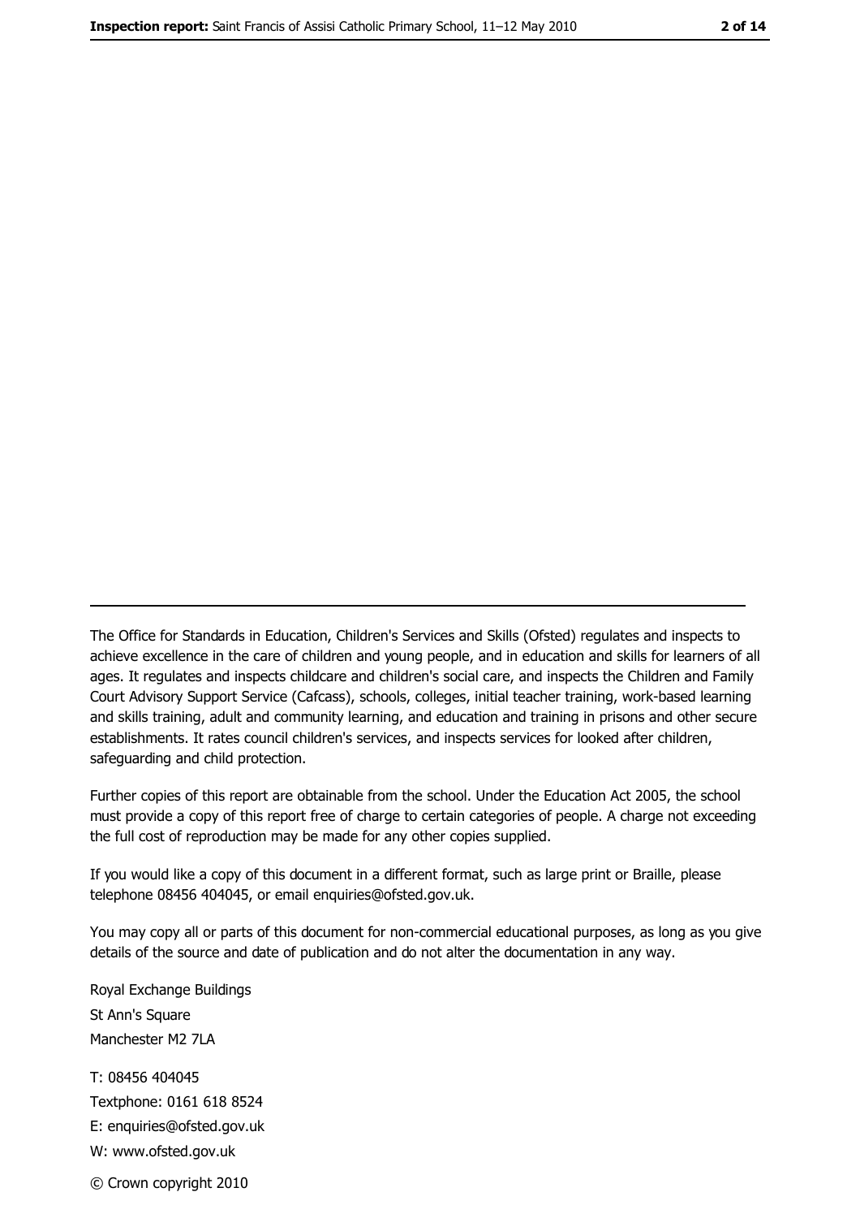---

The Office for Standards in Education, Children's Services and Skills (Ofsted) regulates and inspects to achieve excellence in the care of children and young people, and in education and skills for learners of all ages. It regulates and inspects childcare and children's social care, and inspects the Children and Family Court Advisory Support Service (Cafcass), schools, colleges, initial teacher training, work-based learning and skills training, adult and community learning, and education and training in prisons and other secure establishments. It rates council children's services, and inspects services for looked after children, safeguarding and child protection.

Further copies of this report are obtainable from the school. Under the Education Act 2005, the school must provide a copy of this report free of charge to certain categories of people. A charge not exceeding the full cost of reproduction may be made for any other copies supplied.

If you would like a copy of this document in a different format, such as large print or Braille, please telephone 08456 404045, or email enquiries@ofsted.gov.uk.

You may copy all or parts of this document for non-commercial educational purposes, as long as you give details of the source and date of publication and do not alter the documentation in any way.

Royal Exchange Buildings
St Ann's Square
Manchester M2 7LA

T: 08456 404045
Textphone: 0161 618 8524
E: enquiries@ofsted.gov.uk
W: www.ofsted.gov.uk

© Crown copyright 2010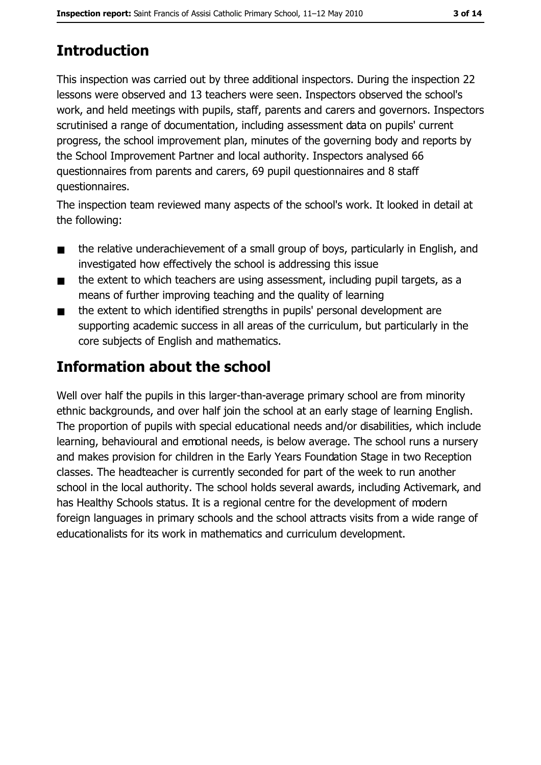## Introduction

This inspection was carried out by three additional inspectors. During the inspection 22 lessons were observed and 13 teachers were seen. Inspectors observed the school's work, and held meetings with pupils, staff, parents and carers and governors. Inspectors scrutinised a range of documentation, including assessment data on pupils' current progress, the school improvement plan, minutes of the governing body and reports by the School Improvement Partner and local authority. Inspectors analysed 66 questionnaires from parents and carers, 69 pupil questionnaires and 8 staff questionnaires.

The inspection team reviewed many aspects of the school's work. It looked in detail at the following:

- the relative underachievement of a small group of boys, particularly in English, and investigated how effectively the school is addressing this issue
- the extent to which teachers are using assessment, including pupil targets, as a means of further improving teaching and the quality of learning
- the extent to which identified strengths in pupils' personal development are supporting academic success in all areas of the curriculum, but particularly in the core subjects of English and mathematics.

## Information about the school

Well over half the pupils in this larger-than-average primary school are from minority ethnic backgrounds, and over half join the school at an early stage of learning English. The proportion of pupils with special educational needs and/or disabilities, which include learning, behavioural and emotional needs, is below average. The school runs a nursery and makes provision for children in the Early Years Foundation Stage in two Reception classes. The headteacher is currently seconded for part of the week to run another school in the local authority. The school holds several awards, including Activemark, and has Healthy Schools status. It is a regional centre for the development of modern foreign languages in primary schools and the school attracts visits from a wide range of educationalists for its work in mathematics and curriculum development.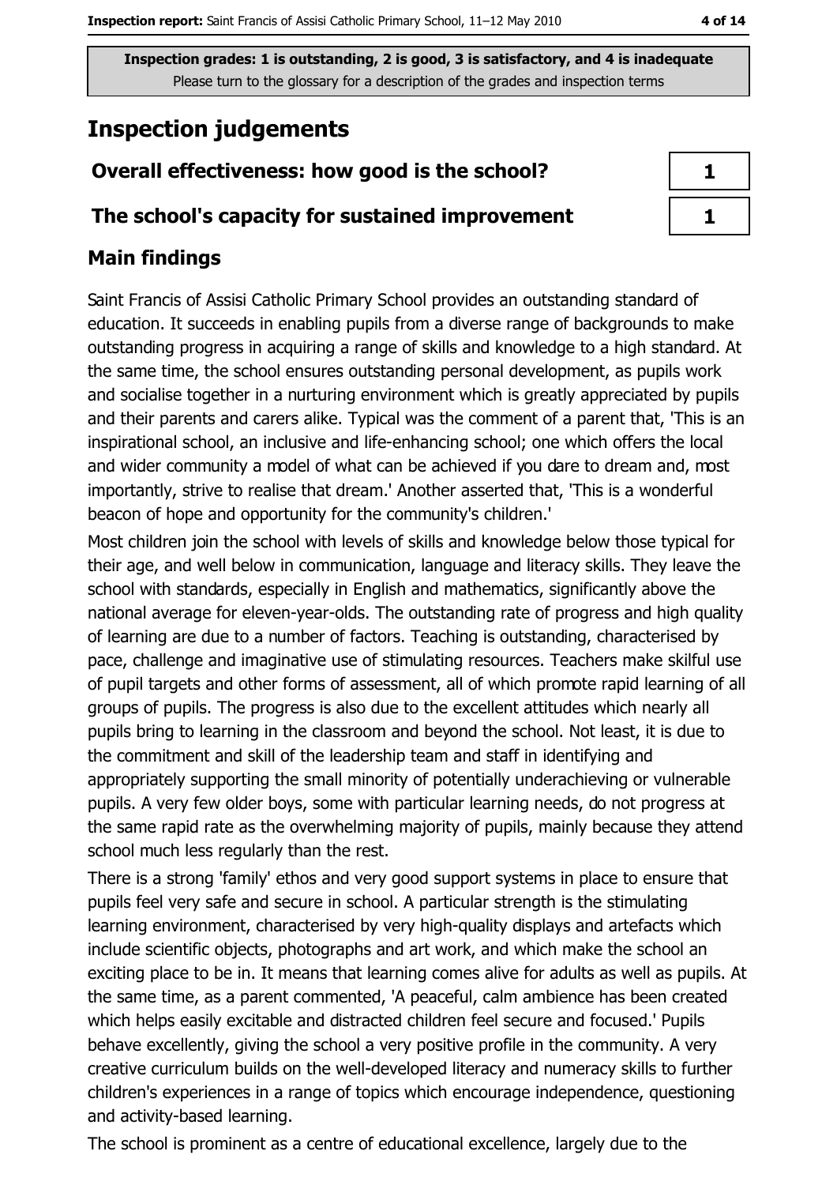**Inspection grades: 1 is outstanding, 2 is good, 3 is satisfactory, and 4 is inadequate**
Please turn to the glossary for a description of the grades and inspection terms

# Inspection judgements

| | |
|---|---|
| **Overall effectiveness: how good is the school?** | 1 |
| **The school's capacity for sustained improvement** | 1 |

## Main findings

Saint Francis of Assisi Catholic Primary School provides an outstanding standard of education. It succeeds in enabling pupils from a diverse range of backgrounds to make outstanding progress in acquiring a range of skills and knowledge to a high standard. At the same time, the school ensures outstanding personal development, as pupils work and socialise together in a nurturing environment which is greatly appreciated by pupils and their parents and carers alike. Typical was the comment of a parent that, 'This is an inspirational school, an inclusive and life-enhancing school; one which offers the local and wider community a model of what can be achieved if you dare to dream and, most importantly, strive to realise that dream.' Another asserted that, 'This is a wonderful beacon of hope and opportunity for the community's children.'

Most children join the school with levels of skills and knowledge below those typical for their age, and well below in communication, language and literacy skills. They leave the school with standards, especially in English and mathematics, significantly above the national average for eleven-year-olds. The outstanding rate of progress and high quality of learning are due to a number of factors. Teaching is outstanding, characterised by pace, challenge and imaginative use of stimulating resources. Teachers make skilful use of pupil targets and other forms of assessment, all of which promote rapid learning of all groups of pupils. The progress is also due to the excellent attitudes which nearly all pupils bring to learning in the classroom and beyond the school. Not least, it is due to the commitment and skill of the leadership team and staff in identifying and appropriately supporting the small minority of potentially underachieving or vulnerable pupils. A very few older boys, some with particular learning needs, do not progress at the same rapid rate as the overwhelming majority of pupils, mainly because they attend school much less regularly than the rest.

There is a strong 'family' ethos and very good support systems in place to ensure that pupils feel very safe and secure in school. A particular strength is the stimulating learning environment, characterised by very high-quality displays and artefacts which include scientific objects, photographs and art work, and which make the school an exciting place to be in. It means that learning comes alive for adults as well as pupils. At the same time, as a parent commented, 'A peaceful, calm ambience has been created which helps easily excitable and distracted children feel secure and focused.' Pupils behave excellently, giving the school a very positive profile in the community. A very creative curriculum builds on the well-developed literacy and numeracy skills to further children's experiences in a range of topics which encourage independence, questioning and activity-based learning.

The school is prominent as a centre of educational excellence, largely due to the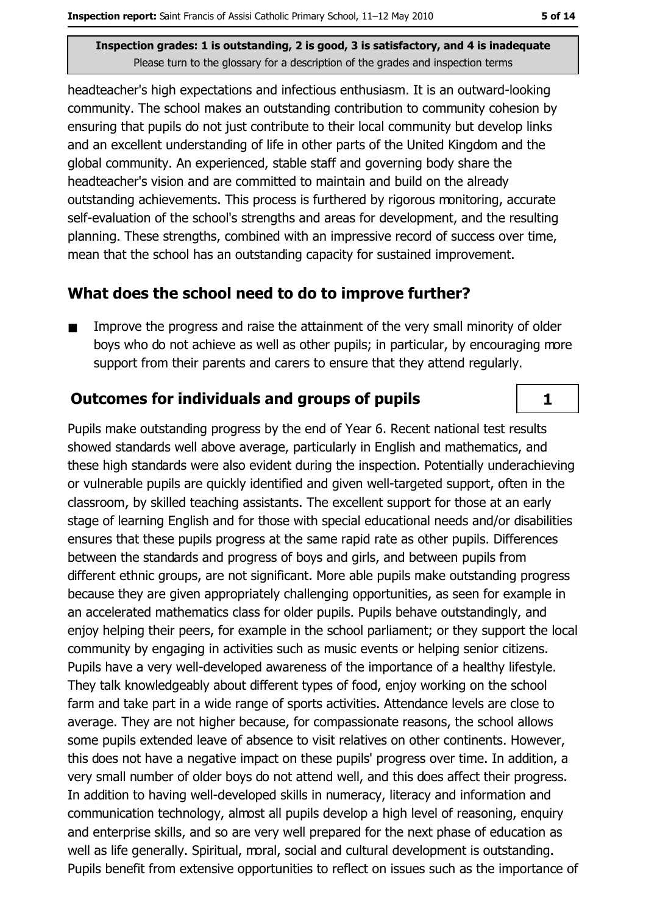headteacher's high expectations and infectious enthusiasm. It is an outward-looking community. The school makes an outstanding contribution to community cohesion by ensuring that pupils do not just contribute to their local community but develop links and an excellent understanding of life in other parts of the United Kingdom and the global community. An experienced, stable staff and governing body share the headteacher's vision and are committed to maintain and build on the already outstanding achievements. This process is furthered by rigorous monitoring, accurate self-evaluation of the school's strengths and areas for development, and the resulting planning. These strengths, combined with an impressive record of success over time, mean that the school has an outstanding capacity for sustained improvement.

## What does the school need to do to improve further?

- Improve the progress and raise the attainment of the very small minority of older boys who do not achieve as well as other pupils; in particular, by encouraging more support from their parents and carers to ensure that they attend regularly.

## Outcomes for individuals and groups of pupils

**1**

Pupils make outstanding progress by the end of Year 6. Recent national test results showed standards well above average, particularly in English and mathematics, and these high standards were also evident during the inspection. Potentially underachieving or vulnerable pupils are quickly identified and given well-targeted support, often in the classroom, by skilled teaching assistants. The excellent support for those at an early stage of learning English and for those with special educational needs and/or disabilities ensures that these pupils progress at the same rapid rate as other pupils. Differences between the standards and progress of boys and girls, and between pupils from different ethnic groups, are not significant. More able pupils make outstanding progress because they are given appropriately challenging opportunities, as seen for example in an accelerated mathematics class for older pupils. Pupils behave outstandingly, and enjoy helping their peers, for example in the school parliament; or they support the local community by engaging in activities such as music events or helping senior citizens. Pupils have a very well-developed awareness of the importance of a healthy lifestyle. They talk knowledgeably about different types of food, enjoy working on the school farm and take part in a wide range of sports activities. Attendance levels are close to average. They are not higher because, for compassionate reasons, the school allows some pupils extended leave of absence to visit relatives on other continents. However, this does not have a negative impact on these pupils' progress over time. In addition, a very small number of older boys do not attend well, and this does affect their progress. In addition to having well-developed skills in numeracy, literacy and information and communication technology, almost all pupils develop a high level of reasoning, enquiry and enterprise skills, and so are very well prepared for the next phase of education as well as life generally. Spiritual, moral, social and cultural development is outstanding. Pupils benefit from extensive opportunities to reflect on issues such as the importance of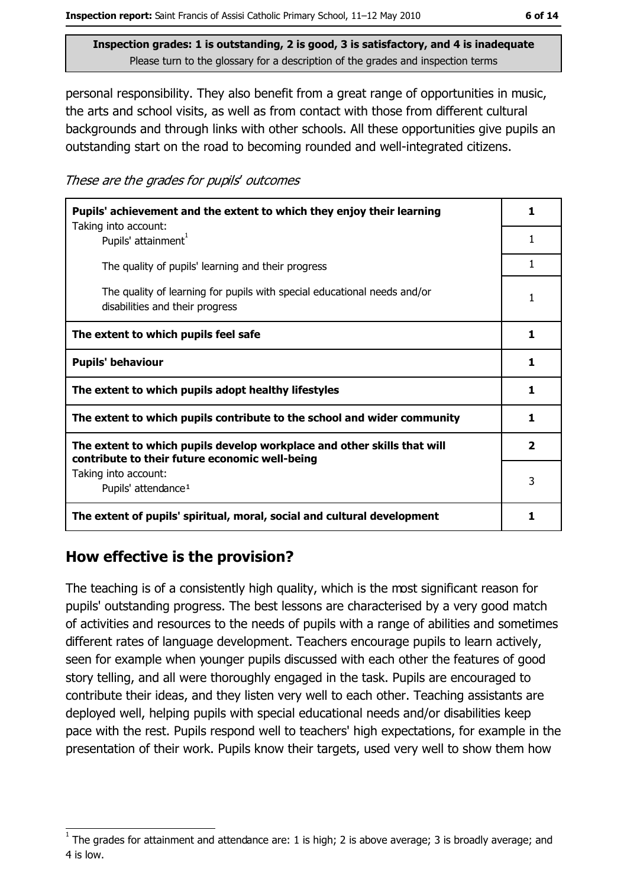Inspection grades: 1 is outstanding, 2 is good, 3 is satisfactory, and 4 is inadequate
Please turn to the glossary for a description of the grades and inspection terms

personal responsibility. They also benefit from a great range of opportunities in music, the arts and school visits, as well as from contact with those from different cultural backgrounds and through links with other schools. All these opportunities give pupils an outstanding start on the road to becoming rounded and well-integrated citizens.

*These are the grades for pupils' outcomes*

| | |
|---|---|
| **Pupils' achievement and the extent to which they enjoy their learning** | **1** |
| Taking into account: Pupils' attainment[1] | 1 |
| The quality of pupils' learning and their progress | 1 |
| The quality of learning for pupils with special educational needs and/or disabilities and their progress | 1 |
| **The extent to which pupils feel safe** | **1** |
| **Pupils' behaviour** | **1** |
| **The extent to which pupils adopt healthy lifestyles** | **1** |
| **The extent to which pupils contribute to the school and wider community** | **1** |
| **The extent to which pupils develop workplace and other skills that will contribute to their future economic well-being** | **2** |
| Taking into account: Pupils' attendance[1] | 3 |
| **The extent of pupils' spiritual, moral, social and cultural development** | **1** |

## How effective is the provision?

The teaching is of a consistently high quality, which is the most significant reason for pupils' outstanding progress. The best lessons are characterised by a very good match of activities and resources to the needs of pupils with a range of abilities and sometimes different rates of language development. Teachers encourage pupils to learn actively, seen for example when younger pupils discussed with each other the features of good story telling, and all were thoroughly engaged in the task. Pupils are encouraged to contribute their ideas, and they listen very well to each other. Teaching assistants are deployed well, helping pupils with special educational needs and/or disabilities keep pace with the rest. Pupils respond well to teachers' high expectations, for example in the presentation of their work. Pupils know their targets, used very well to show them how

[1] The grades for attainment and attendance are: 1 is high; 2 is above average; 3 is broadly average; and 4 is low.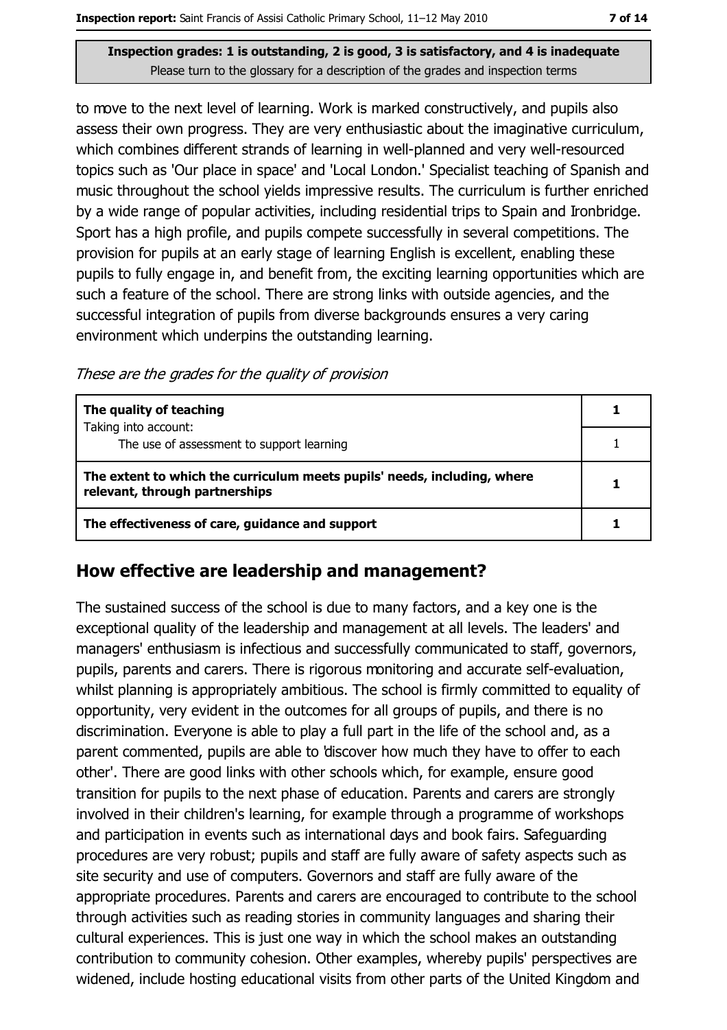to move to the next level of learning. Work is marked constructively, and pupils also assess their own progress. They are very enthusiastic about the imaginative curriculum, which combines different strands of learning in well-planned and very well-resourced topics such as 'Our place in space' and 'Local London.' Specialist teaching of Spanish and music throughout the school yields impressive results. The curriculum is further enriched by a wide range of popular activities, including residential trips to Spain and Ironbridge. Sport has a high profile, and pupils compete successfully in several competitions. The provision for pupils at an early stage of learning English is excellent, enabling these pupils to fully engage in, and benefit from, the exciting learning opportunities which are such a feature of the school. There are strong links with outside agencies, and the successful integration of pupils from diverse backgrounds ensures a very caring environment which underpins the outstanding learning.

*These are the grades for the quality of provision*

| | |
|---|---|
| **The quality of teaching**<br>Taking into account: | **1** |
| The use of assessment to support learning | 1 |
| **The extent to which the curriculum meets pupils' needs, including, where relevant, through partnerships** | **1** |
| **The effectiveness of care, guidance and support** | **1** |

## How effective are leadership and management?

The sustained success of the school is due to many factors, and a key one is the exceptional quality of the leadership and management at all levels. The leaders' and managers' enthusiasm is infectious and successfully communicated to staff, governors, pupils, parents and carers. There is rigorous monitoring and accurate self-evaluation, whilst planning is appropriately ambitious. The school is firmly committed to equality of opportunity, very evident in the outcomes for all groups of pupils, and there is no discrimination. Everyone is able to play a full part in the life of the school and, as a parent commented, pupils are able to 'discover how much they have to offer to each other'. There are good links with other schools which, for example, ensure good transition for pupils to the next phase of education. Parents and carers are strongly involved in their children's learning, for example through a programme of workshops and participation in events such as international days and book fairs. Safeguarding procedures are very robust; pupils and staff are fully aware of safety aspects such as site security and use of computers. Governors and staff are fully aware of the appropriate procedures. Parents and carers are encouraged to contribute to the school through activities such as reading stories in community languages and sharing their cultural experiences. This is just one way in which the school makes an outstanding contribution to community cohesion. Other examples, whereby pupils' perspectives are widened, include hosting educational visits from other parts of the United Kingdom and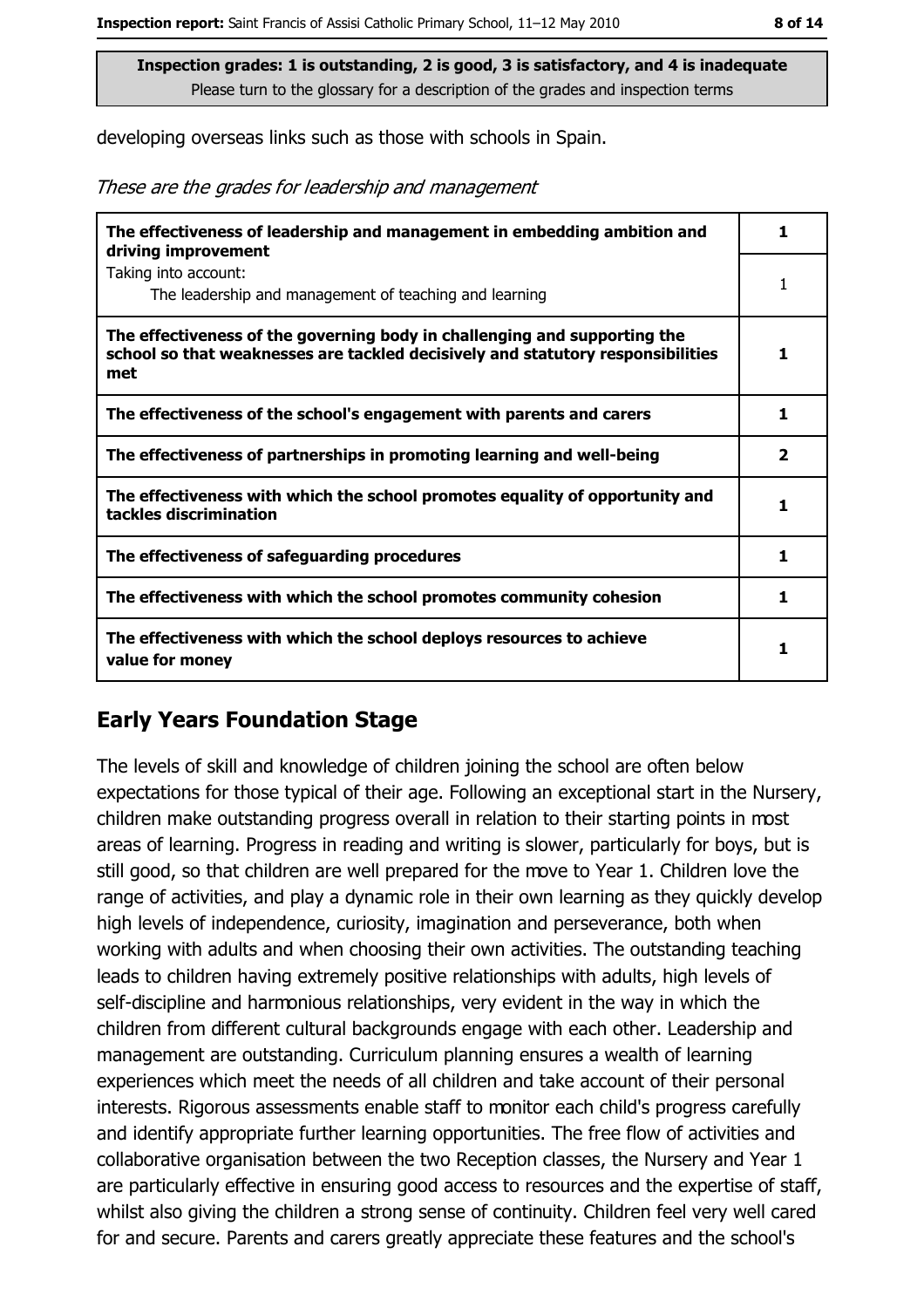Inspection grades: 1 is outstanding, 2 is good, 3 is satisfactory, and 4 is inadequate
Please turn to the glossary for a description of the grades and inspection terms

developing overseas links such as those with schools in Spain.

*These are the grades for leadership and management*

| | |
|---|---|
| **The effectiveness of leadership and management in embedding ambition and driving improvement** | **1** |
| Taking into account: The leadership and management of teaching and learning | 1 |
| **The effectiveness of the governing body in challenging and supporting the school so that weaknesses are tackled decisively and statutory responsibilities met** | **1** |
| **The effectiveness of the school's engagement with parents and carers** | **1** |
| **The effectiveness of partnerships in promoting learning and well-being** | **2** |
| **The effectiveness with which the school promotes equality of opportunity and tackles discrimination** | **1** |
| **The effectiveness of safeguarding procedures** | **1** |
| **The effectiveness with which the school promotes community cohesion** | **1** |
| **The effectiveness with which the school deploys resources to achieve value for money** | **1** |

## Early Years Foundation Stage

The levels of skill and knowledge of children joining the school are often below expectations for those typical of their age. Following an exceptional start in the Nursery, children make outstanding progress overall in relation to their starting points in most areas of learning. Progress in reading and writing is slower, particularly for boys, but is still good, so that children are well prepared for the move to Year 1. Children love the range of activities, and play a dynamic role in their own learning as they quickly develop high levels of independence, curiosity, imagination and perseverance, both when working with adults and when choosing their own activities. The outstanding teaching leads to children having extremely positive relationships with adults, high levels of self-discipline and harmonious relationships, very evident in the way in which the children from different cultural backgrounds engage with each other. Leadership and management are outstanding. Curriculum planning ensures a wealth of learning experiences which meet the needs of all children and take account of their personal interests. Rigorous assessments enable staff to monitor each child's progress carefully and identify appropriate further learning opportunities. The free flow of activities and collaborative organisation between the two Reception classes, the Nursery and Year 1 are particularly effective in ensuring good access to resources and the expertise of staff, whilst also giving the children a strong sense of continuity. Children feel very well cared for and secure. Parents and carers greatly appreciate these features and the school's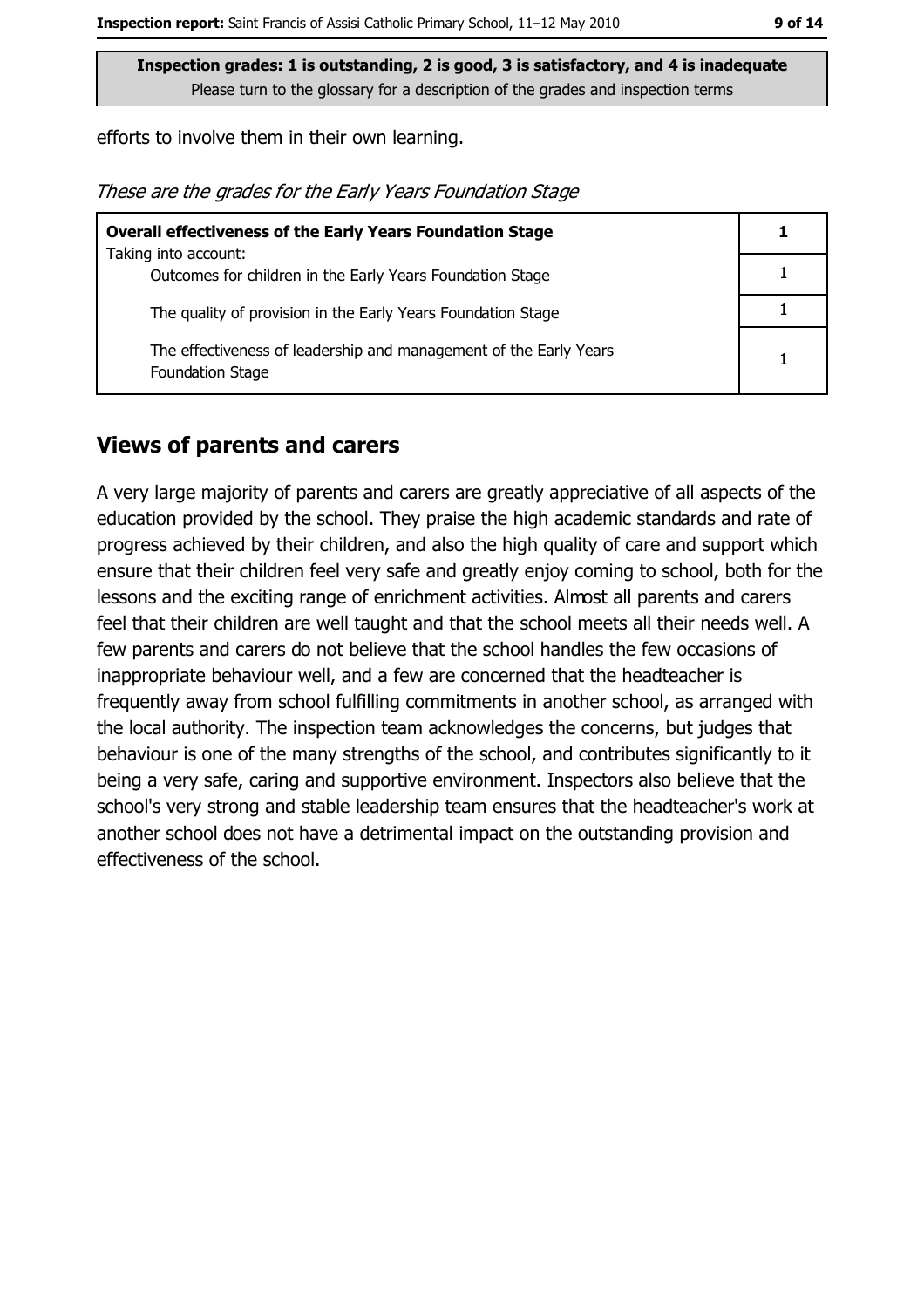Inspection grades: 1 is outstanding, 2 is good, 3 is satisfactory, and 4 is inadequate
Please turn to the glossary for a description of the grades and inspection terms

efforts to involve them in their own learning.

*These are the grades for the Early Years Foundation Stage*

| **Overall effectiveness of the Early Years Foundation Stage** | **1** |
|---|---|
| Taking into account: Outcomes for children in the Early Years Foundation Stage | 1 |
| The quality of provision in the Early Years Foundation Stage | 1 |
| The effectiveness of leadership and management of the Early Years Foundation Stage | 1 |

## Views of parents and carers

A very large majority of parents and carers are greatly appreciative of all aspects of the education provided by the school. They praise the high academic standards and rate of progress achieved by their children, and also the high quality of care and support which ensure that their children feel very safe and greatly enjoy coming to school, both for the lessons and the exciting range of enrichment activities. Almost all parents and carers feel that their children are well taught and that the school meets all their needs well. A few parents and carers do not believe that the school handles the few occasions of inappropriate behaviour well, and a few are concerned that the headteacher is frequently away from school fulfilling commitments in another school, as arranged with the local authority. The inspection team acknowledges the concerns, but judges that behaviour is one of the many strengths of the school, and contributes significantly to it being a very safe, caring and supportive environment. Inspectors also believe that the school's very strong and stable leadership team ensures that the headteacher's work at another school does not have a detrimental impact on the outstanding provision and effectiveness of the school.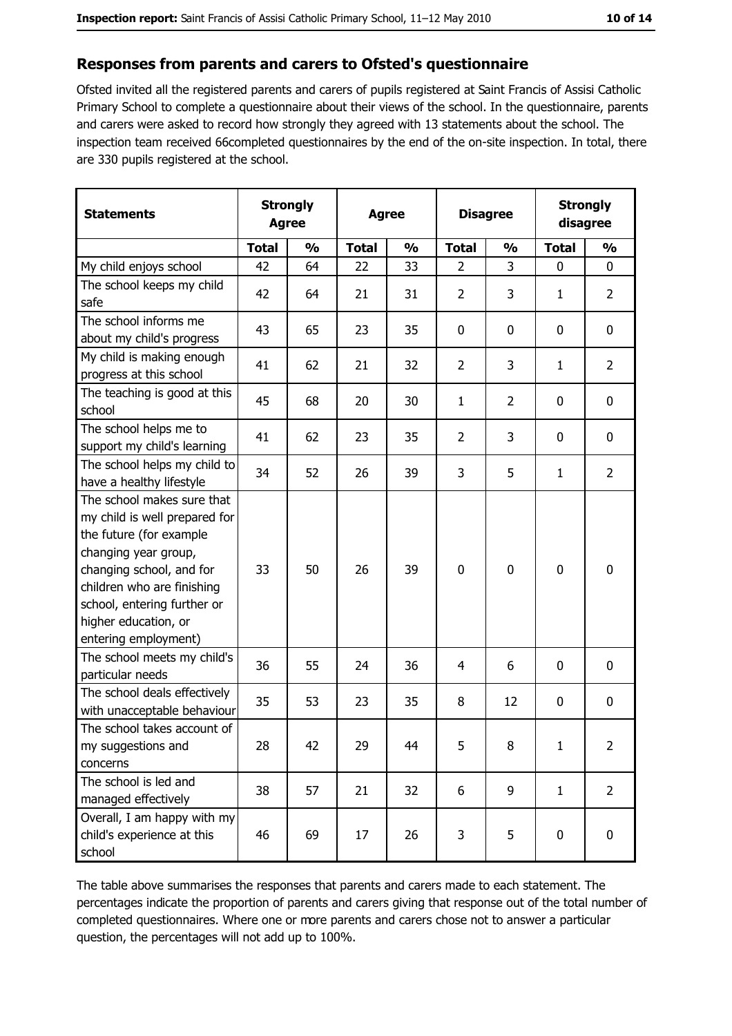## Responses from parents and carers to Ofsted's questionnaire

Ofsted invited all the registered parents and carers of pupils registered at Saint Francis of Assisi Catholic Primary School to complete a questionnaire about their views of the school. In the questionnaire, parents and carers were asked to record how strongly they agreed with 13 statements about the school. The inspection team received 66completed questionnaires by the end of the on-site inspection. In total, there are 330 pupils registered at the school.

| Statements | Strongly Agree | | Agree | | Disagree | | Strongly disagree | |
|---|---|---|---|---|---|---|---|---|
| | Total | % | Total | % | Total | % | Total | % |
| My child enjoys school | 42 | 64 | 22 | 33 | 2 | 3 | 0 | 0 |
| The school keeps my child safe | 42 | 64 | 21 | 31 | 2 | 3 | 1 | 2 |
| The school informs me about my child's progress | 43 | 65 | 23 | 35 | 0 | 0 | 0 | 0 |
| My child is making enough progress at this school | 41 | 62 | 21 | 32 | 2 | 3 | 1 | 2 |
| The teaching is good at this school | 45 | 68 | 20 | 30 | 1 | 2 | 0 | 0 |
| The school helps me to support my child's learning | 41 | 62 | 23 | 35 | 2 | 3 | 0 | 0 |
| The school helps my child to have a healthy lifestyle | 34 | 52 | 26 | 39 | 3 | 5 | 1 | 2 |
| The school makes sure that my child is well prepared for the future (for example changing year group, changing school, and for children who are finishing school, entering further or higher education, or entering employment) | 33 | 50 | 26 | 39 | 0 | 0 | 0 | 0 |
| The school meets my child's particular needs | 36 | 55 | 24 | 36 | 4 | 6 | 0 | 0 |
| The school deals effectively with unacceptable behaviour | 35 | 53 | 23 | 35 | 8 | 12 | 0 | 0 |
| The school takes account of my suggestions and concerns | 28 | 42 | 29 | 44 | 5 | 8 | 1 | 2 |
| The school is led and managed effectively | 38 | 57 | 21 | 32 | 6 | 9 | 1 | 2 |
| Overall, I am happy with my child's experience at this school | 46 | 69 | 17 | 26 | 3 | 5 | 0 | 0 |

The table above summarises the responses that parents and carers made to each statement. The percentages indicate the proportion of parents and carers giving that response out of the total number of completed questionnaires. Where one or more parents and carers chose not to answer a particular question, the percentages will not add up to 100%.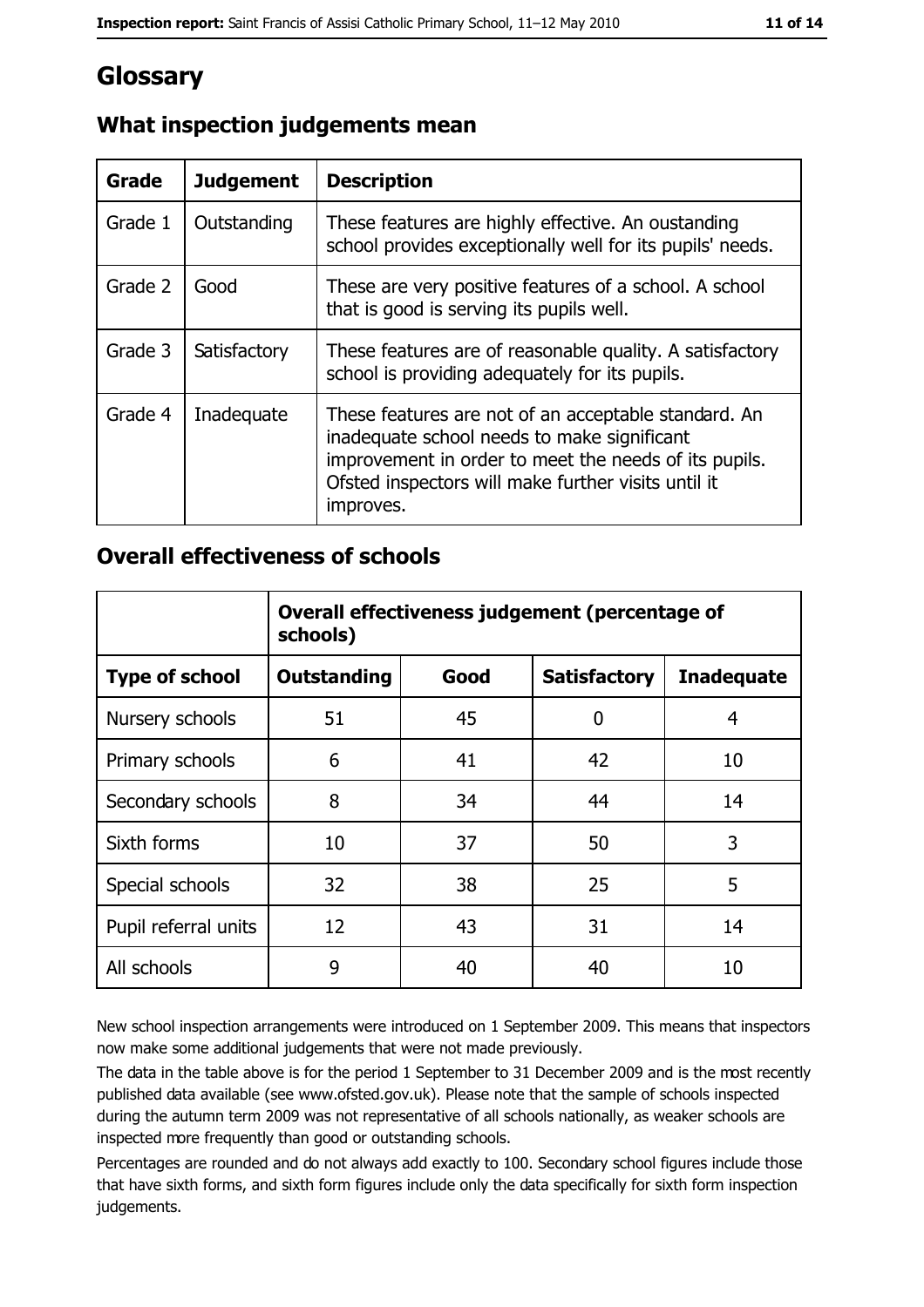# Glossary

## What inspection judgements mean

| Grade | Judgement | Description |
|---|---|---|
| Grade 1 | Outstanding | These features are highly effective. An oustanding school provides exceptionally well for its pupils' needs. |
| Grade 2 | Good | These are very positive features of a school. A school that is good is serving its pupils well. |
| Grade 3 | Satisfactory | These features are of reasonable quality. A satisfactory school is providing adequately for its pupils. |
| Grade 4 | Inadequate | These features are not of an acceptable standard. An inadequate school needs to make significant improvement in order to meet the needs of its pupils. Ofsted inspectors will make further visits until it improves. |

## Overall effectiveness of schools

| | Overall effectiveness judgement (percentage of schools) | | | |
|---|---|---|---|---|
| **Type of school** | **Outstanding** | **Good** | **Satisfactory** | **Inadequate** |
| Nursery schools | 51 | 45 | 0 | 4 |
| Primary schools | 6 | 41 | 42 | 10 |
| Secondary schools | 8 | 34 | 44 | 14 |
| Sixth forms | 10 | 37 | 50 | 3 |
| Special schools | 32 | 38 | 25 | 5 |
| Pupil referral units | 12 | 43 | 31 | 14 |
| All schools | 9 | 40 | 40 | 10 |

New school inspection arrangements were introduced on 1 September 2009. This means that inspectors now make some additional judgements that were not made previously.

The data in the table above is for the period 1 September to 31 December 2009 and is the most recently published data available (see www.ofsted.gov.uk). Please note that the sample of schools inspected during the autumn term 2009 was not representative of all schools nationally, as weaker schools are inspected more frequently than good or outstanding schools.

Percentages are rounded and do not always add exactly to 100. Secondary school figures include those that have sixth forms, and sixth form figures include only the data specifically for sixth form inspection judgements.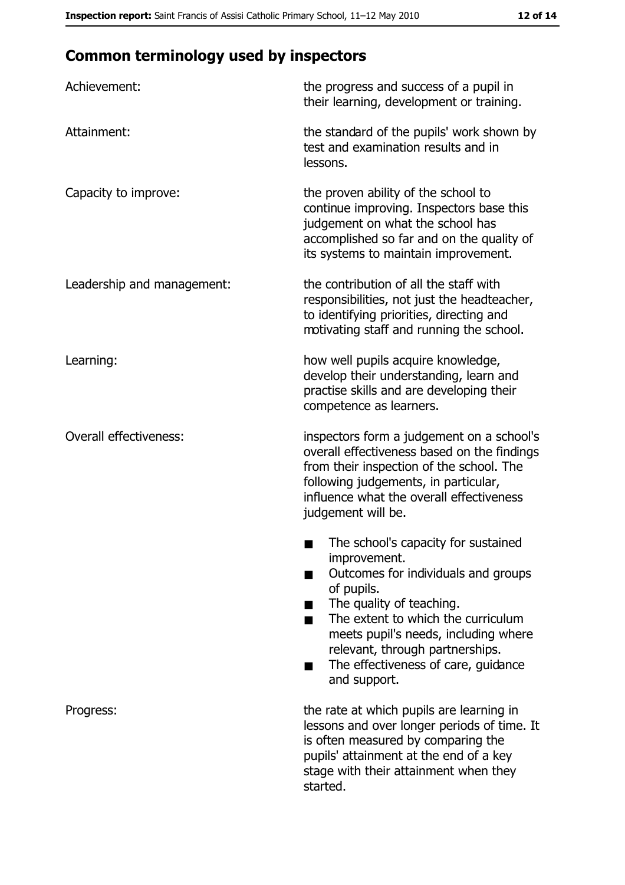## Common terminology used by inspectors

| | |
|---|---|
| Achievement: | the progress and success of a pupil in their learning, development or training. |
| Attainment: | the standard of the pupils' work shown by test and examination results and in lessons. |
| Capacity to improve: | the proven ability of the school to continue improving. Inspectors base this judgement on what the school has accomplished so far and on the quality of its systems to maintain improvement. |
| Leadership and management: | the contribution of all the staff with responsibilities, not just the headteacher, to identifying priorities, directing and motivating staff and running the school. |
| Learning: | how well pupils acquire knowledge, develop their understanding, learn and practise skills and are developing their competence as learners. |
| Overall effectiveness: | inspectors form a judgement on a school's overall effectiveness based on the findings from their inspection of the school. The following judgements, in particular, influence what the overall effectiveness judgement will be. <br>■ The school's capacity for sustained improvement. <br>■ Outcomes for individuals and groups of pupils. <br>■ The quality of teaching. <br>■ The extent to which the curriculum meets pupil's needs, including where relevant, through partnerships. <br>■ The effectiveness of care, guidance and support. |
| Progress: | the rate at which pupils are learning in lessons and over longer periods of time. It is often measured by comparing the pupils' attainment at the end of a key stage with their attainment when they started. |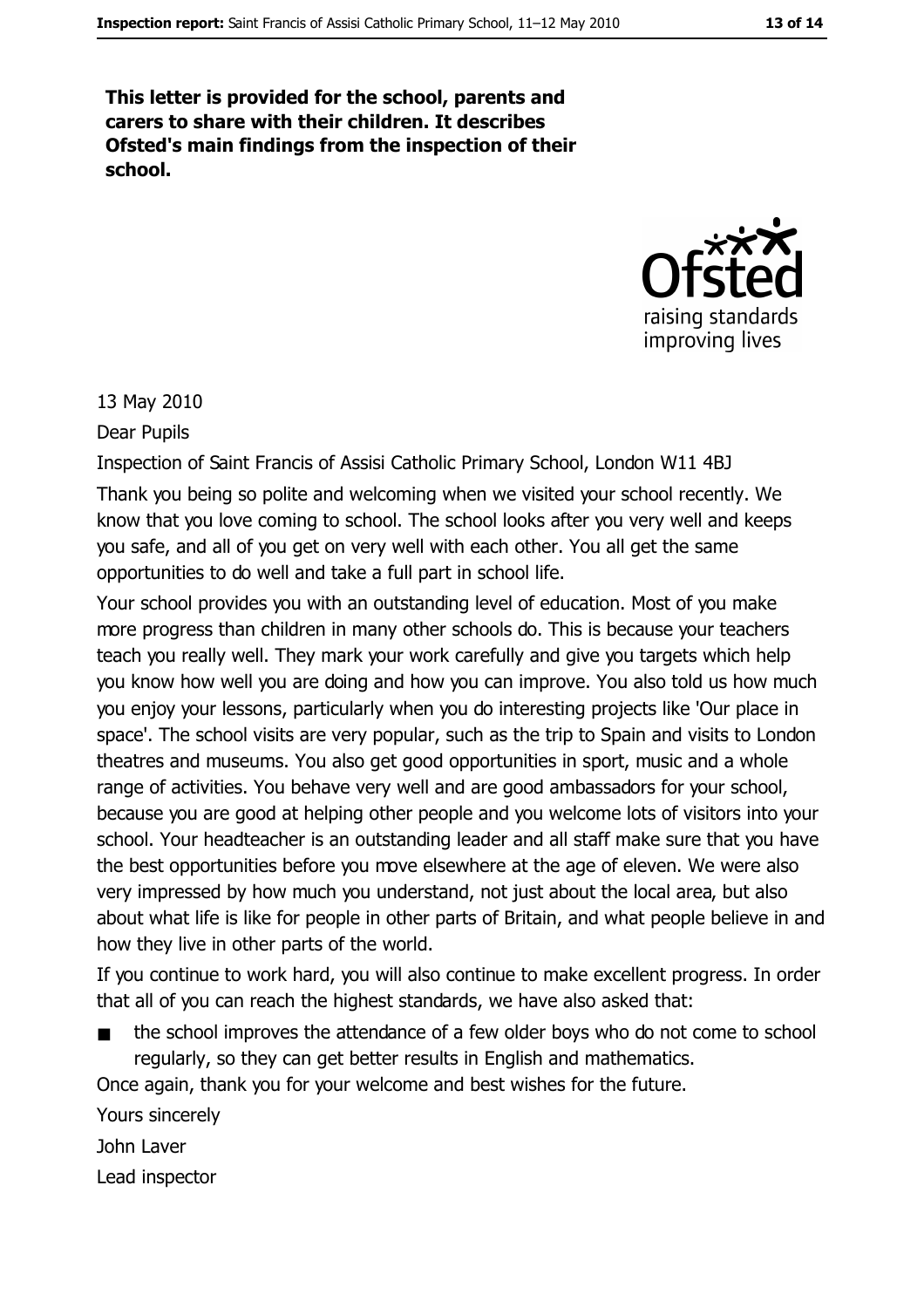**This letter is provided for the school, parents and carers to share with their children. It describes Ofsted's main findings from the inspection of their school.**

13 May 2010

Dear Pupils

Inspection of Saint Francis of Assisi Catholic Primary School, London W11 4BJ

Thank you being so polite and welcoming when we visited your school recently. We know that you love coming to school. The school looks after you very well and keeps you safe, and all of you get on very well with each other. You all get the same opportunities to do well and take a full part in school life.

Your school provides you with an outstanding level of education. Most of you make more progress than children in many other schools do. This is because your teachers teach you really well. They mark your work carefully and give you targets which help you know how well you are doing and how you can improve. You also told us how much you enjoy your lessons, particularly when you do interesting projects like 'Our place in space'. The school visits are very popular, such as the trip to Spain and visits to London theatres and museums. You also get good opportunities in sport, music and a whole range of activities. You behave very well and are good ambassadors for your school, because you are good at helping other people and you welcome lots of visitors into your school. Your headteacher is an outstanding leader and all staff make sure that you have the best opportunities before you move elsewhere at the age of eleven. We were also very impressed by how much you understand, not just about the local area, but also about what life is like for people in other parts of Britain, and what people believe in and how they live in other parts of the world.

If you continue to work hard, you will also continue to make excellent progress. In order that all of you can reach the highest standards, we have also asked that:

- the school improves the attendance of a few older boys who do not come to school regularly, so they can get better results in English and mathematics.

Once again, thank you for your welcome and best wishes for the future.

Yours sincerely

John Laver

Lead inspector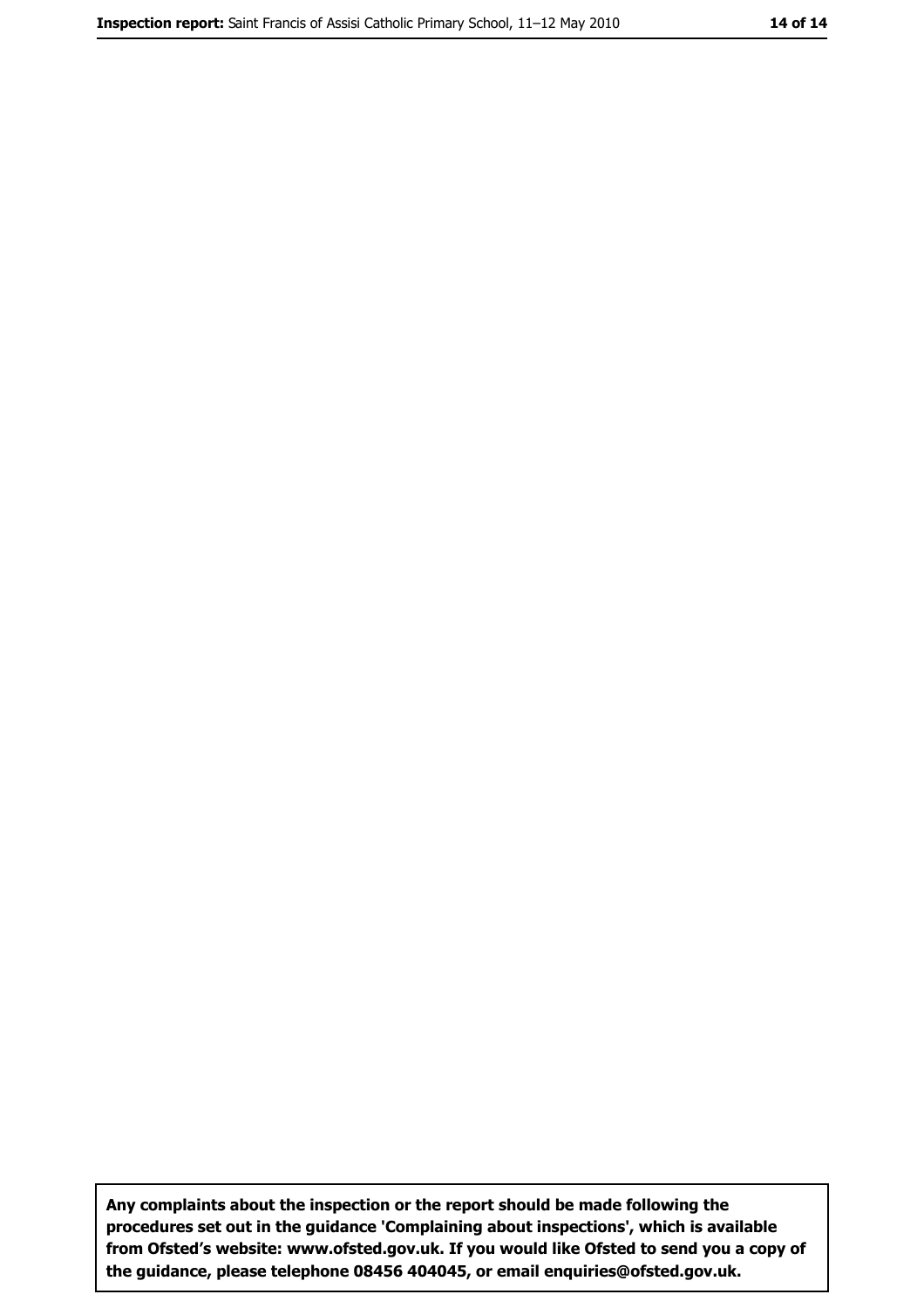**Any complaints about the inspection or the report should be made following the procedures set out in the guidance 'Complaining about inspections', which is available from Ofsted's website: www.ofsted.gov.uk. If you would like Ofsted to send you a copy of the guidance, please telephone 08456 404045, or email enquiries@ofsted.gov.uk.**